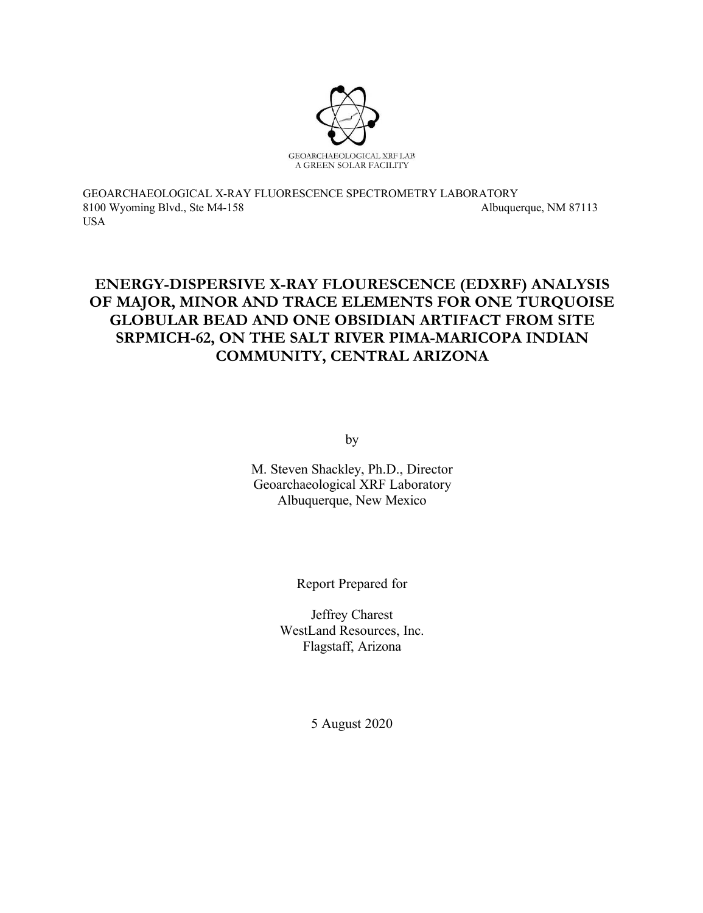GEOARCHAEOLOGICAL XRF LAB
A GREEN SOLAR FACILITY

GEOARCHAEOLOGICAL X-RAY FLUORESCENCE SPECTROMETRY LABORATORY
8100 Wyoming Blvd., Ste M4-158 Albuquerque, NM 87113
USA

# ENERGY-DISPERSIVE X-RAY FLOURESCENCE (EDXRF) ANALYSIS OF MAJOR, MINOR AND TRACE ELEMENTS FOR ONE TURQUOISE GLOBULAR BEAD AND ONE OBSIDIAN ARTIFACT FROM SITE SRPMICH-62, ON THE SALT RIVER PIMA-MARICOPA INDIAN COMMUNITY, CENTRAL ARIZONA

by

M. Steven Shackley, Ph.D., Director
Geoarchaeological XRF Laboratory
Albuquerque, New Mexico

Report Prepared for

Jeffrey Charest
WestLand Resources, Inc.
Flagstaff, Arizona

5 August 2020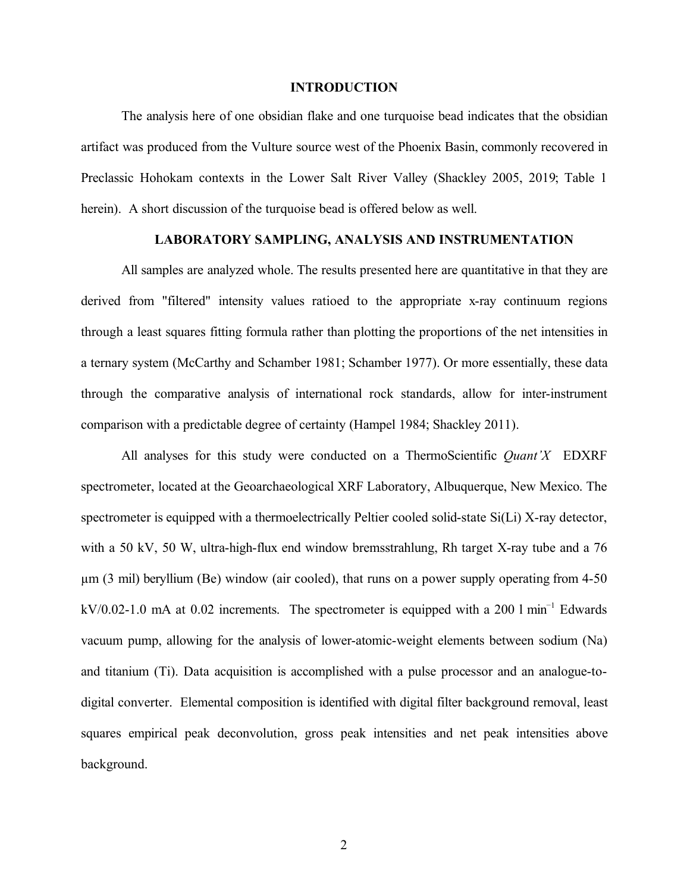## INTRODUCTION

The analysis here of one obsidian flake and one turquoise bead indicates that the obsidian artifact was produced from the Vulture source west of the Phoenix Basin, commonly recovered in Preclassic Hohokam contexts in the Lower Salt River Valley (Shackley 2005, 2019; Table 1 herein). A short discussion of the turquoise bead is offered below as well.

## LABORATORY SAMPLING, ANALYSIS AND INSTRUMENTATION

All samples are analyzed whole. The results presented here are quantitative in that they are derived from "filtered" intensity values ratioed to the appropriate x-ray continuum regions through a least squares fitting formula rather than plotting the proportions of the net intensities in a ternary system (McCarthy and Schamber 1981; Schamber 1977). Or more essentially, these data through the comparative analysis of international rock standards, allow for inter-instrument comparison with a predictable degree of certainty (Hampel 1984; Shackley 2011).

All analyses for this study were conducted on a ThermoScientific *Quant'X* EDXRF spectrometer, located at the Geoarchaeological XRF Laboratory, Albuquerque, New Mexico. The spectrometer is equipped with a thermoelectrically Peltier cooled solid-state Si(Li) X-ray detector, with a 50 kV, 50 W, ultra-high-flux end window bremsstrahlung, Rh target X-ray tube and a 76 μm (3 mil) beryllium (Be) window (air cooled), that runs on a power supply operating from 4-50 kV/0.02-1.0 mA at 0.02 increments. The spectrometer is equipped with a 200 l $min^{-1}$ Edwards vacuum pump, allowing for the analysis of lower-atomic-weight elements between sodium (Na) and titanium (Ti). Data acquisition is accomplished with a pulse processor and an analogue-to-digital converter. Elemental composition is identified with digital filter background removal, least squares empirical peak deconvolution, gross peak intensities and net peak intensities above background.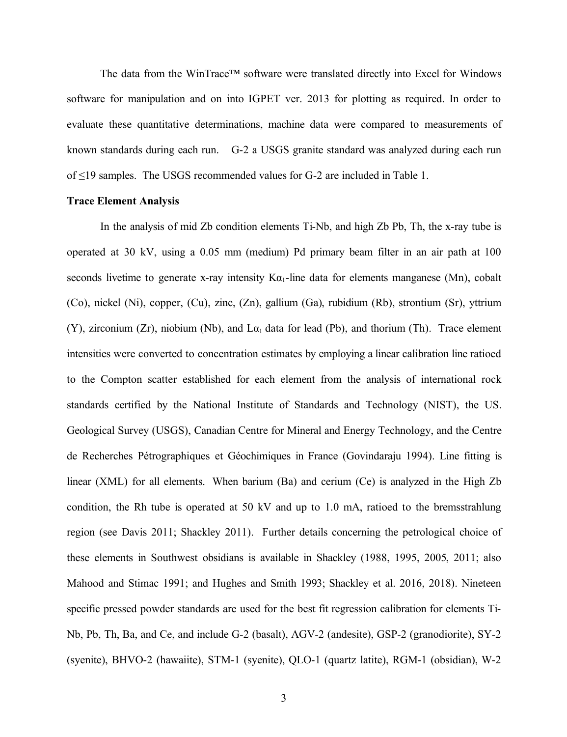The data from the WinTrace™ software were translated directly into Excel for Windows software for manipulation and on into IGPET ver. 2013 for plotting as required. In order to evaluate these quantitative determinations, machine data were compared to measurements of known standards during each run. G-2 a USGS granite standard was analyzed during each run of ≤19 samples. The USGS recommended values for G-2 are included in Table 1.

**Trace Element Analysis**

In the analysis of mid Zb condition elements Ti-Nb, and high Zb Pb, Th, the x-ray tube is operated at 30 kV, using a 0.05 mm (medium) Pd primary beam filter in an air path at 100 seconds livetime to generate x-ray intensity $K\alpha_1$-line data for elements manganese (Mn), cobalt (Co), nickel (Ni), copper, (Cu), zinc, (Zn), gallium (Ga), rubidium (Rb), strontium (Sr), yttrium (Y), zirconium (Zr), niobium (Nb), and $L\alpha_1$ data for lead (Pb), and thorium (Th). Trace element intensities were converted to concentration estimates by employing a linear calibration line ratioed to the Compton scatter established for each element from the analysis of international rock standards certified by the National Institute of Standards and Technology (NIST), the US. Geological Survey (USGS), Canadian Centre for Mineral and Energy Technology, and the Centre de Recherches Pétrographiques et Géochimiques in France (Govindaraju 1994). Line fitting is linear (XML) for all elements. When barium (Ba) and cerium (Ce) is analyzed in the High Zb condition, the Rh tube is operated at 50 kV and up to 1.0 mA, ratioed to the bremsstrahlung region (see Davis 2011; Shackley 2011). Further details concerning the petrological choice of these elements in Southwest obsidians is available in Shackley (1988, 1995, 2005, 2011; also Mahood and Stimac 1991; and Hughes and Smith 1993; Shackley et al. 2016, 2018). Nineteen specific pressed powder standards are used for the best fit regression calibration for elements Ti-Nb, Pb, Th, Ba, and Ce, and include G-2 (basalt), AGV-2 (andesite), GSP-2 (granodiorite), SY-2 (syenite), BHVO-2 (hawaiite), STM-1 (syenite), QLO-1 (quartz latite), RGM-1 (obsidian), W-2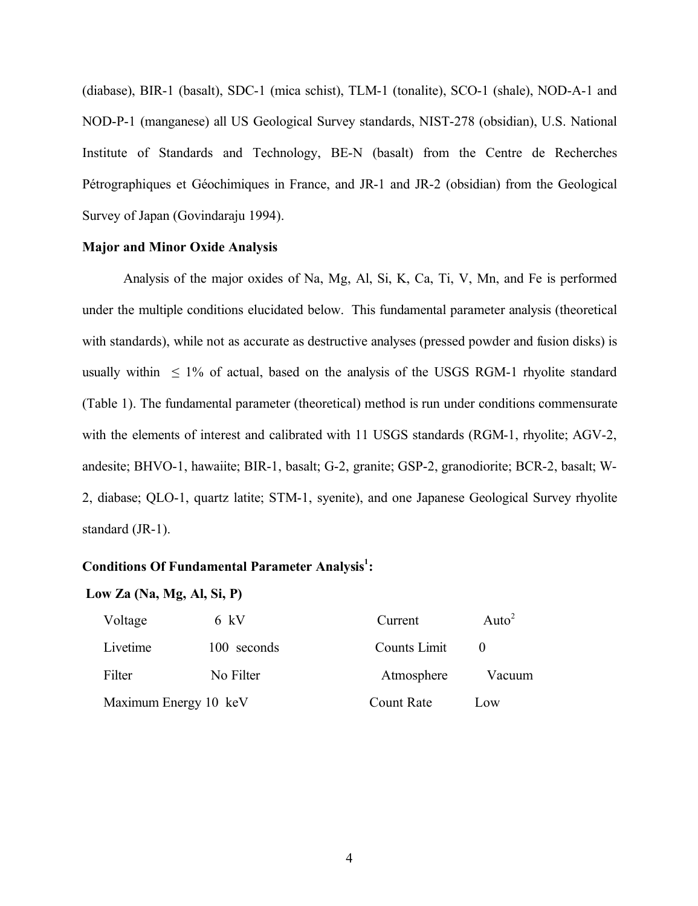(diabase), BIR-1 (basalt), SDC-1 (mica schist), TLM-1 (tonalite), SCO-1 (shale), NOD-A-1 and NOD-P-1 (manganese) all US Geological Survey standards, NIST-278 (obsidian), U.S. National Institute of Standards and Technology, BE-N (basalt) from the Centre de Recherches Pétrographiques et Géochimiques in France, and JR-1 and JR-2 (obsidian) from the Geological Survey of Japan (Govindaraju 1994).

**Major and Minor Oxide Analysis**

Analysis of the major oxides of Na, Mg, Al, Si, K, Ca, Ti, V, Mn, and Fe is performed under the multiple conditions elucidated below. This fundamental parameter analysis (theoretical with standards), while not as accurate as destructive analyses (pressed powder and fusion disks) is usually within $\leq$ 1% of actual, based on the analysis of the USGS RGM-1 rhyolite standard (Table 1). The fundamental parameter (theoretical) method is run under conditions commensurate with the elements of interest and calibrated with 11 USGS standards (RGM-1, rhyolite; AGV-2, andesite; BHVO-1, hawaiite; BIR-1, basalt; G-2, granite; GSP-2, granodiorite; BCR-2, basalt; W-2, diabase; QLO-1, quartz latite; STM-1, syenite), and one Japanese Geological Survey rhyolite standard (JR-1).

**Conditions Of Fundamental Parameter Analysis[1]:**

**Low Za (Na, Mg, Al, Si, P)**

| | | | |
|---|---|---|---|
| Voltage | 6 kV | Current | Auto[2] |
| Livetime | 100 seconds | Counts Limit | 0 |
| Filter | No Filter | Atmosphere | Vacuum |
| Maximum Energy | 10 keV | Count Rate | Low |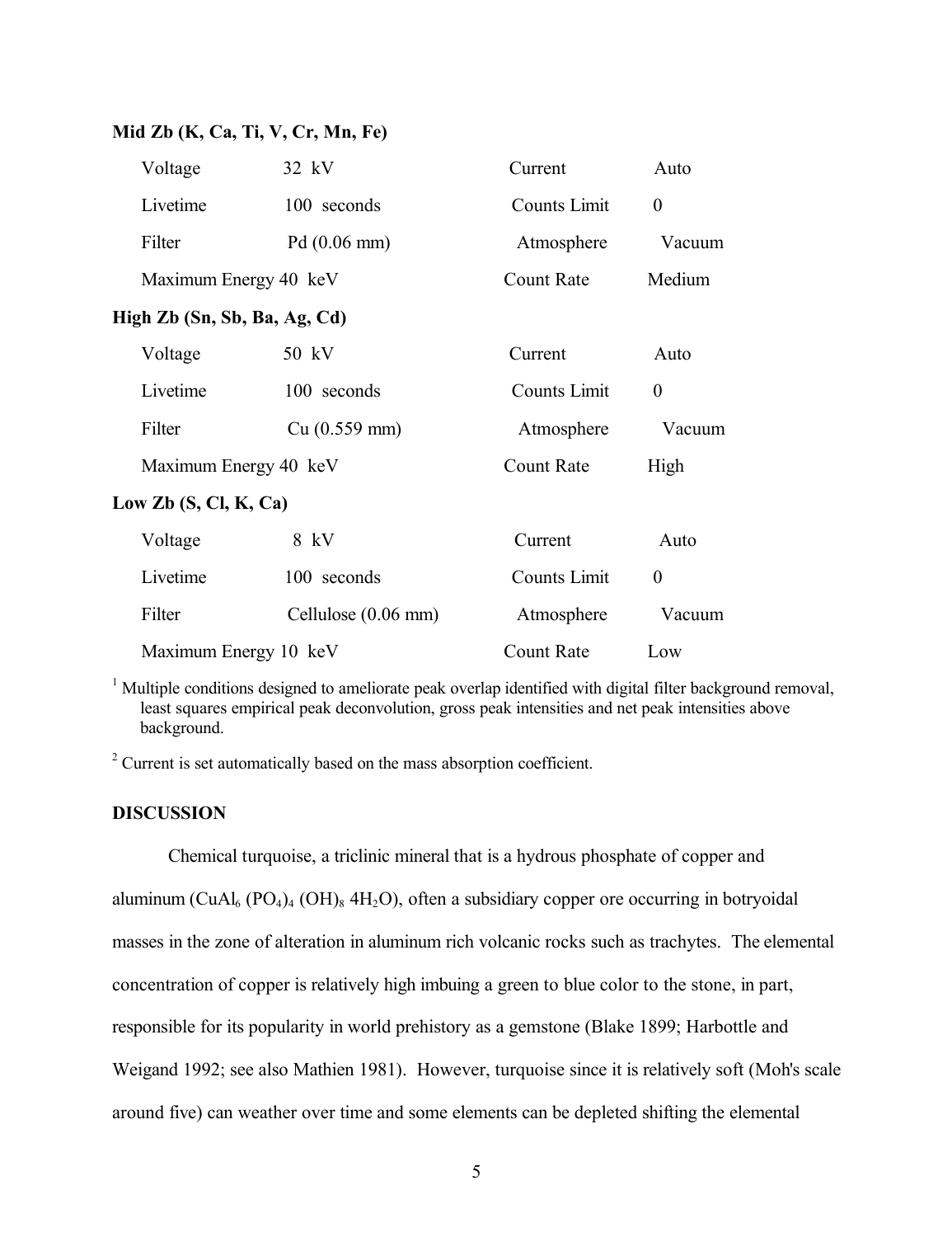**Mid Zb (K, Ca, Ti, V, Cr, Mn, Fe)**

| | | | |
|---|---|---|---|
| Voltage | 32 kV | Current | Auto |
| Livetime | 100 seconds | Counts Limit | 0 |
| Filter | Pd (0.06 mm) | Atmosphere | Vacuum |
| Maximum Energy | 40 keV | Count Rate | Medium |

**High Zb (Sn, Sb, Ba, Ag, Cd)**

| | | | |
|---|---|---|---|
| Voltage | 50 kV | Current | Auto |
| Livetime | 100 seconds | Counts Limit | 0 |
| Filter | Cu (0.559 mm) | Atmosphere | Vacuum |
| Maximum Energy | 40 keV | Count Rate | High |

**Low Zb (S, Cl, K, Ca)**

| | | | |
|---|---|---|---|
| Voltage | 8 kV | Current | Auto |
| Livetime | 100 seconds | Counts Limit | 0 |
| Filter | Cellulose (0.06 mm) | Atmosphere | Vacuum |
| Maximum Energy | 10 keV | Count Rate | Low |

[1] Multiple conditions designed to ameliorate peak overlap identified with digital filter background removal, least squares empirical peak deconvolution, gross peak intensities and net peak intensities above background.

[2] Current is set automatically based on the mass absorption coefficient.

## DISCUSSION

Chemical turquoise, a triclinic mineral that is a hydrous phosphate of copper and aluminum ($CuAl_6 (PO_4)_4 (OH)_8 4H_2O$), often a subsidiary copper ore occurring in botryoidal masses in the zone of alteration in aluminum rich volcanic rocks such as trachytes. The elemental concentration of copper is relatively high imbuing a green to blue color to the stone, in part, responsible for its popularity in world prehistory as a gemstone (Blake 1899; Harbottle and Weigand 1992; see also Mathien 1981). However, turquoise since it is relatively soft (Moh's scale around five) can weather over time and some elements can be depleted shifting the elemental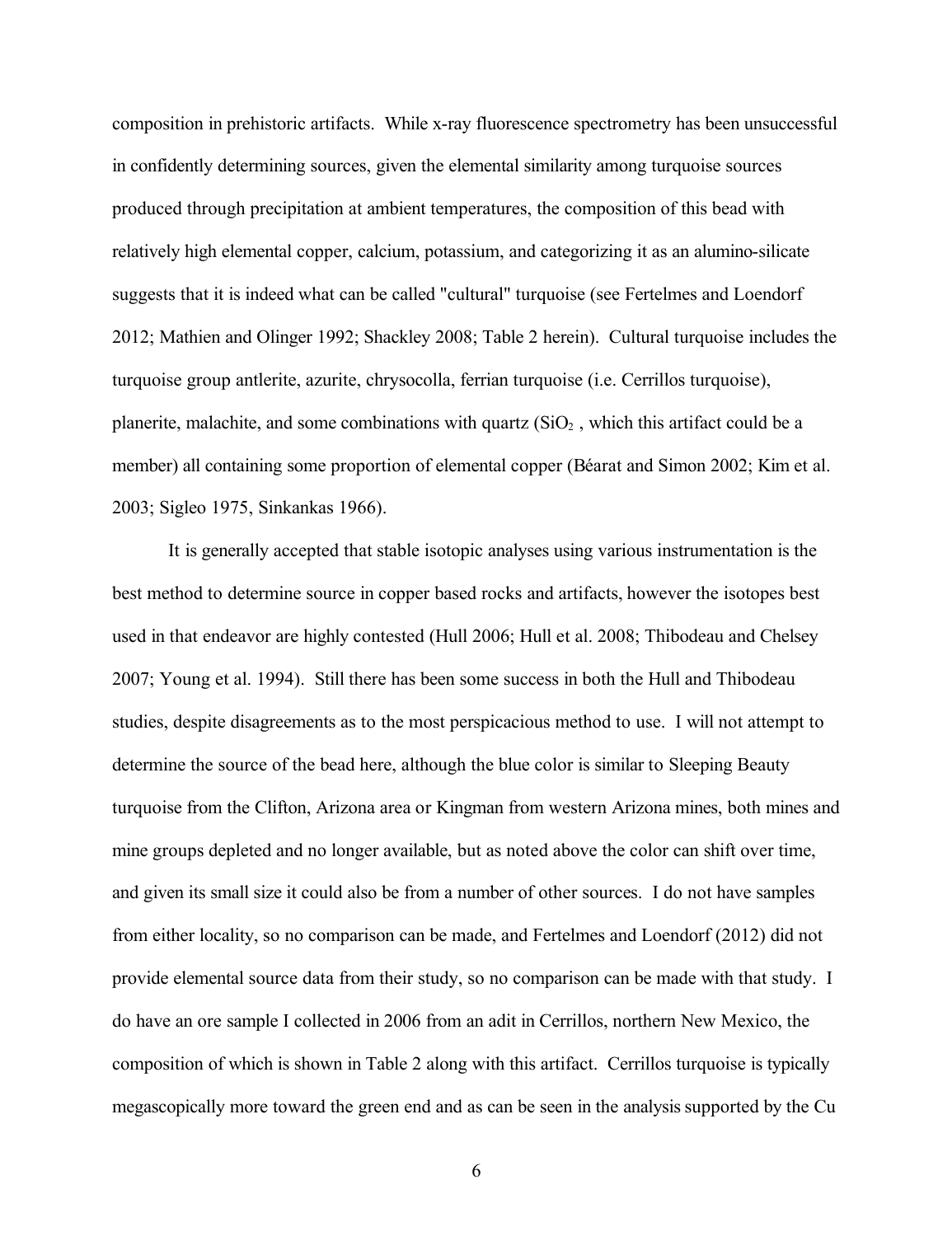composition in prehistoric artifacts. While x-ray fluorescence spectrometry has been unsuccessful in confidently determining sources, given the elemental similarity among turquoise sources produced through precipitation at ambient temperatures, the composition of this bead with relatively high elemental copper, calcium, potassium, and categorizing it as an alumino-silicate suggests that it is indeed what can be called "cultural" turquoise (see Fertelmes and Loendorf 2012; Mathien and Olinger 1992; Shackley 2008; Table 2 herein). Cultural turquoise includes the turquoise group antlerite, azurite, chrysocolla, ferrian turquoise (i.e. Cerrillos turquoise), planerite, malachite, and some combinations with quartz ($SiO_2$ , which this artifact could be a member) all containing some proportion of elemental copper (Béarat and Simon 2002; Kim et al. 2003; Sigleo 1975, Sinkankas 1966).

It is generally accepted that stable isotopic analyses using various instrumentation is the best method to determine source in copper based rocks and artifacts, however the isotopes best used in that endeavor are highly contested (Hull 2006; Hull et al. 2008; Thibodeau and Chelsey 2007; Young et al. 1994). Still there has been some success in both the Hull and Thibodeau studies, despite disagreements as to the most perspicacious method to use. I will not attempt to determine the source of the bead here, although the blue color is similar to Sleeping Beauty turquoise from the Clifton, Arizona area or Kingman from western Arizona mines, both mines and mine groups depleted and no longer available, but as noted above the color can shift over time, and given its small size it could also be from a number of other sources. I do not have samples from either locality, so no comparison can be made, and Fertelmes and Loendorf (2012) did not provide elemental source data from their study, so no comparison can be made with that study. I do have an ore sample I collected in 2006 from an adit in Cerrillos, northern New Mexico, the composition of which is shown in Table 2 along with this artifact. Cerrillos turquoise is typically megascopically more toward the green end and as can be seen in the analysis supported by the Cu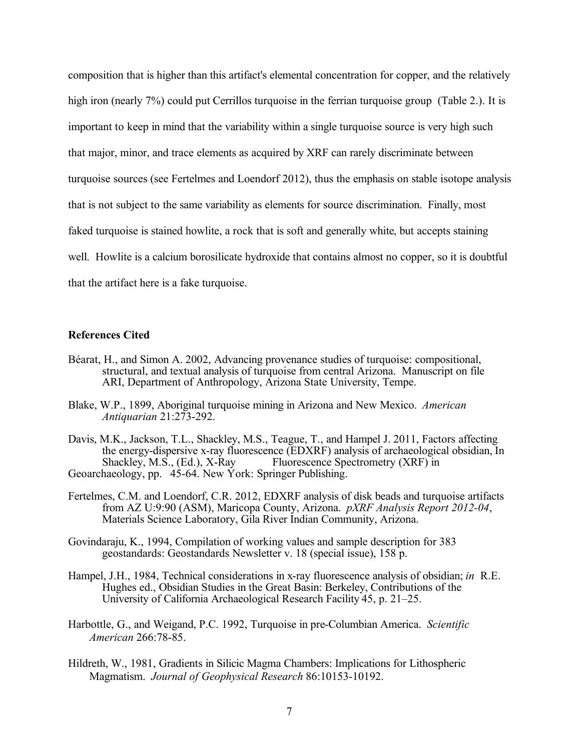composition that is higher than this artifact's elemental concentration for copper, and the relatively high iron (nearly 7%) could put Cerrillos turquoise in the ferrian turquoise group (Table 2.). It is important to keep in mind that the variability within a single turquoise source is very high such that major, minor, and trace elements as acquired by XRF can rarely discriminate between turquoise sources (see Fertelmes and Loendorf 2012), thus the emphasis on stable isotope analysis that is not subject to the same variability as elements for source discrimination. Finally, most faked turquoise is stained howlite, a rock that is soft and generally white, but accepts staining well. Howlite is a calcium borosilicate hydroxide that contains almost no copper, so it is doubtful that the artifact here is a fake turquoise.

**References Cited**

Béarat, H., and Simon A. 2002, Advancing provenance studies of turquoise: compositional, structural, and textual analysis of turquoise from central Arizona. Manuscript on file ARI, Department of Anthropology, Arizona State University, Tempe.

Blake, W.P., 1899, Aboriginal turquoise mining in Arizona and New Mexico. *American Antiquarian* 21:273-292.

Davis, M.K., Jackson, T.L., Shackley, M.S., Teague, T., and Hampel J. 2011, Factors affecting the energy-dispersive x-ray fluorescence (EDXRF) analysis of archaeological obsidian, In Shackley, M.S., (Ed.), X-Ray Fluorescence Spectrometry (XRF) in Geoarchaeology, pp. 45-64. New York: Springer Publishing.

Fertelmes, C.M. and Loendorf, C.R. 2012, EDXRF analysis of disk beads and turquoise artifacts from AZ U:9:90 (ASM), Maricopa County, Arizona. *pXRF Analysis Report 2012-04*, Materials Science Laboratory, Gila River Indian Community, Arizona.

Govindaraju, K., 1994, Compilation of working values and sample description for 383 geostandards: Geostandards Newsletter v. 18 (special issue), 158 p.

Hampel, J.H., 1984, Technical considerations in x-ray fluorescence analysis of obsidian; *in* R.E. Hughes ed., Obsidian Studies in the Great Basin: Berkeley, Contributions of the University of California Archaeological Research Facility 45, p. 21–25.

Harbottle, G., and Weigand, P.C. 1992, Turquoise in pre-Columbian America. *Scientific American* 266:78-85.

Hildreth, W., 1981, Gradients in Silicic Magma Chambers: Implications for Lithospheric Magmatism. *Journal of Geophysical Research* 86:10153-10192.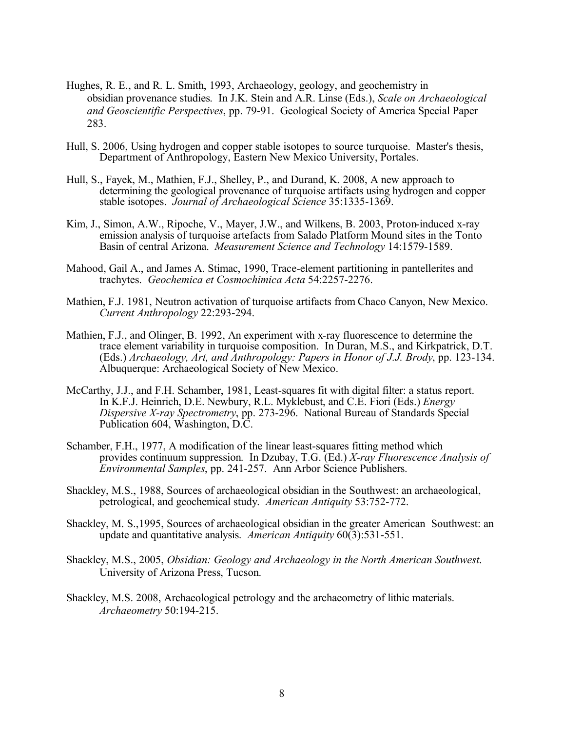Hughes, R. E., and R. L. Smith, 1993, Archaeology, geology, and geochemistry in obsidian provenance studies. In J.K. Stein and A.R. Linse (Eds.), *Scale on Archaeological and Geoscientific Perspectives*, pp. 79-91. Geological Society of America Special Paper 283.

Hull, S. 2006, Using hydrogen and copper stable isotopes to source turquoise. Master's thesis, Department of Anthropology, Eastern New Mexico University, Portales.

Hull, S., Fayek, M., Mathien, F.J., Shelley, P., and Durand, K. 2008, A new approach to determining the geological provenance of turquoise artifacts using hydrogen and copper stable isotopes. *Journal of Archaeological Science* 35:1335-1369.

Kim, J., Simon, A.W., Ripoche, V., Mayer, J.W., and Wilkens, B. 2003, Proton-induced x-ray emission analysis of turquoise artefacts from Salado Platform Mound sites in the Tonto Basin of central Arizona. *Measurement Science and Technology* 14:1579-1589.

Mahood, Gail A., and James A. Stimac, 1990, Trace-element partitioning in pantellerites and trachytes. *Geochemica et Cosmochimica Acta* 54:2257-2276.

Mathien, F.J. 1981, Neutron activation of turquoise artifacts from Chaco Canyon, New Mexico. *Current Anthropology* 22:293-294.

Mathien, F.J., and Olinger, B. 1992, An experiment with x-ray fluorescence to determine the trace element variability in turquoise composition. In Duran, M.S., and Kirkpatrick, D.T. (Eds.) *Archaeology, Art, and Anthropology: Papers in Honor of J.J. Brody*, pp. 123-134. Albuquerque: Archaeological Society of New Mexico.

McCarthy, J.J., and F.H. Schamber, 1981, Least-squares fit with digital filter: a status report. In K.F.J. Heinrich, D.E. Newbury, R.L. Myklebust, and C.E. Fiori (Eds.) *Energy Dispersive X-ray Spectrometry*, pp. 273-296. National Bureau of Standards Special Publication 604, Washington, D.C.

Schamber, F.H., 1977, A modification of the linear least-squares fitting method which provides continuum suppression. In Dzubay, T.G. (Ed.) *X-ray Fluorescence Analysis of Environmental Samples*, pp. 241-257. Ann Arbor Science Publishers.

Shackley, M.S., 1988, Sources of archaeological obsidian in the Southwest: an archaeological, petrological, and geochemical study. *American Antiquity* 53:752-772.

Shackley, M. S.,1995, Sources of archaeological obsidian in the greater American Southwest: an update and quantitative analysis. *American Antiquity* 60(3):531-551.

Shackley, M.S., 2005, *Obsidian: Geology and Archaeology in the North American Southwest*. University of Arizona Press, Tucson.

Shackley, M.S. 2008, Archaeological petrology and the archaeometry of lithic materials. *Archaeometry* 50:194-215.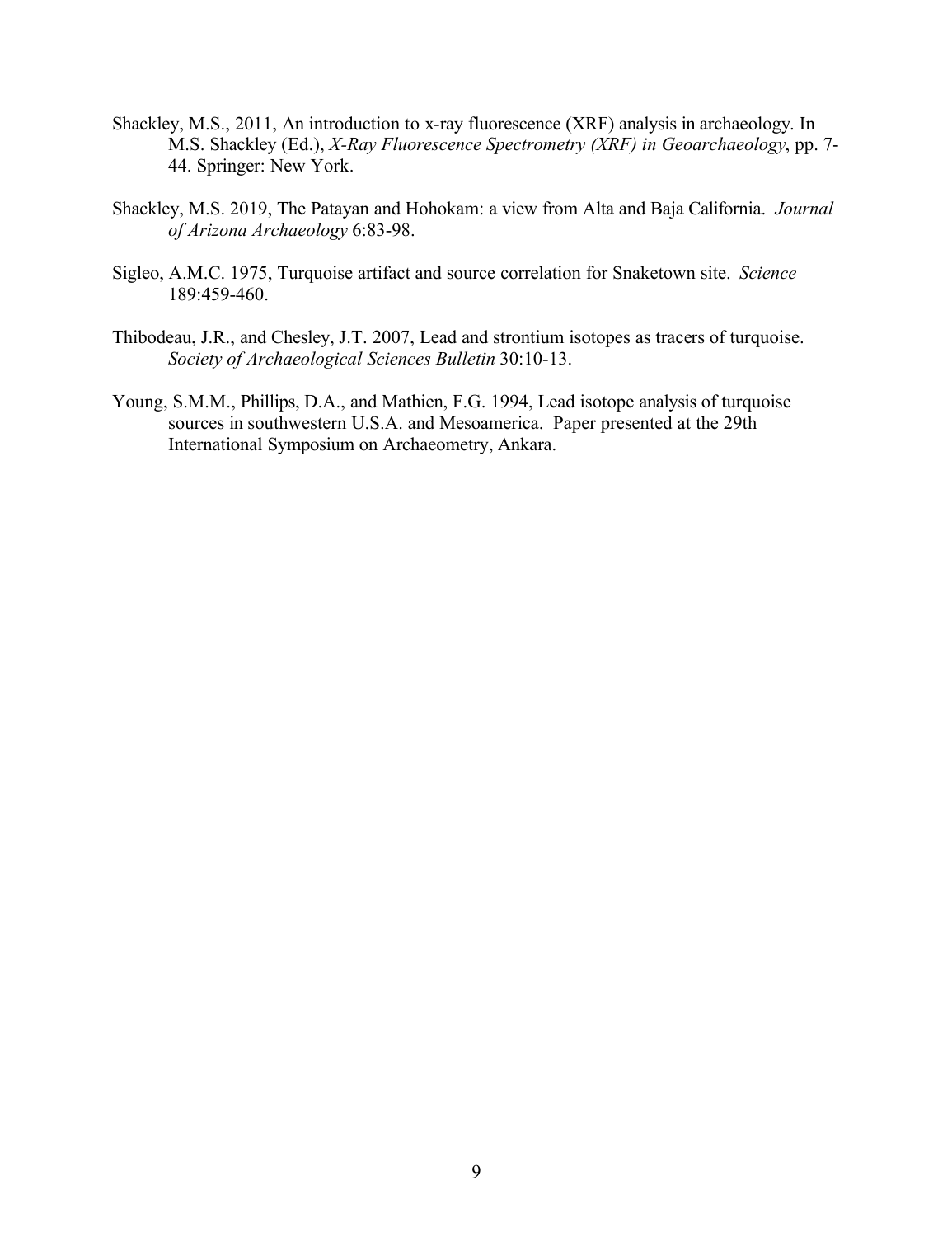Shackley, M.S., 2011, An introduction to x-ray fluorescence (XRF) analysis in archaeology. In M.S. Shackley (Ed.), *X-Ray Fluorescence Spectrometry (XRF) in Geoarchaeology*, pp. 7-44. Springer: New York.

Shackley, M.S. 2019, The Patayan and Hohokam: a view from Alta and Baja California. *Journal of Arizona Archaeology* 6:83-98.

Sigleo, A.M.C. 1975, Turquoise artifact and source correlation for Snaketown site. *Science* 189:459-460.

Thibodeau, J.R., and Chesley, J.T. 2007, Lead and strontium isotopes as tracers of turquoise. *Society of Archaeological Sciences Bulletin* 30:10-13.

Young, S.M.M., Phillips, D.A., and Mathien, F.G. 1994, Lead isotope analysis of turquoise sources in southwestern U.S.A. and Mesoamerica. Paper presented at the 29th International Symposium on Archaeometry, Ankara.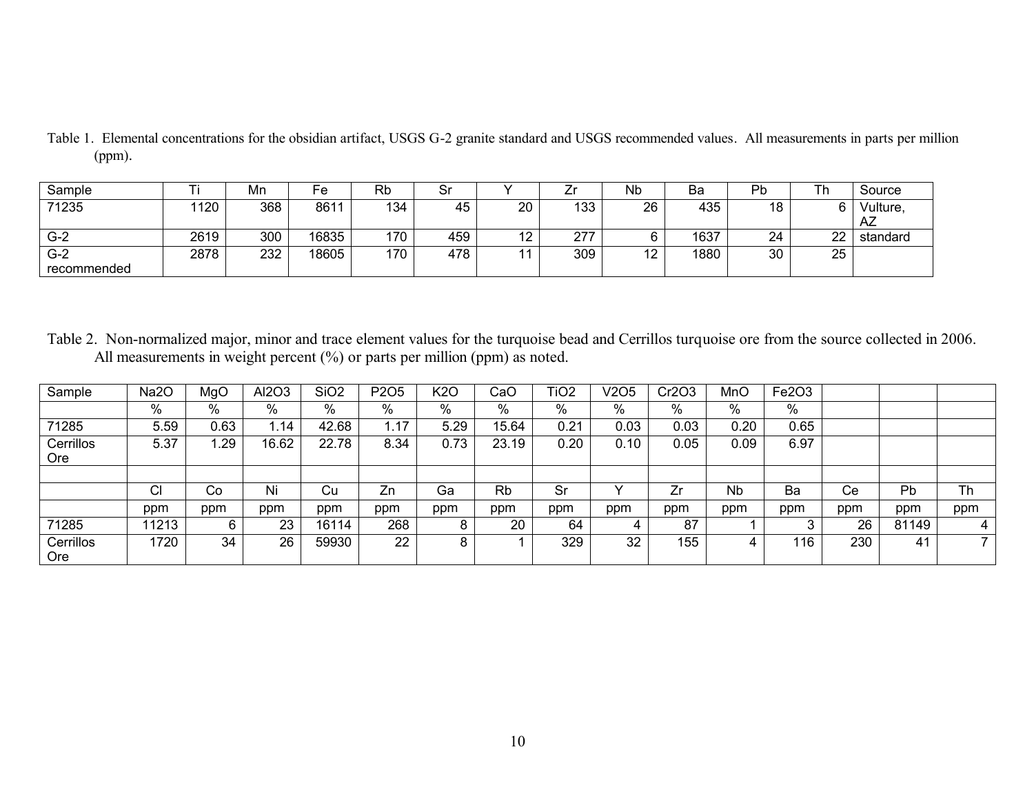Table 1. Elemental concentrations for the obsidian artifact, USGS G-2 granite standard and USGS recommended values. All measurements in parts per million (ppm).

| Sample | Ti | Mn | Fe | Rb | Sr | Y | Zr | Nb | Ba | Pb | Th | Source |
|---|---|---|---|---|---|---|---|---|---|---|---|---|
| 71235 | 1120 | 368 | 8611 | 134 | 45 | 20 | 133 | 26 | 435 | 18 | 6 | Vulture, AZ |
| G-2 | 2619 | 300 | 16835 | 170 | 459 | 12 | 277 | 6 | 1637 | 24 | 22 | standard |
| G-2 recommended | 2878 | 232 | 18605 | 170 | 478 | 11 | 309 | 12 | 1880 | 30 | 25 | |

Table 2. Non-normalized major, minor and trace element values for the turquoise bead and Cerrillos turquoise ore from the source collected in 2006. All measurements in weight percent (%) or parts per million (ppm) as noted.

| Sample | Na2O | MgO | Al2O3 | SiO2 | P2O5 | K2O | CaO | TiO2 | V2O5 | Cr2O3 | MnO | Fe2O3 | | | |
|---|---|---|---|---|---|---|---|---|---|---|---|---|---|---|---|
| | % | % | % | % | % | % | % | % | % | % | % | % | | | |
| 71285 | 5.59 | 0.63 | 1.14 | 42.68 | 1.17 | 5.29 | 15.64 | 0.21 | 0.03 | 0.03 | 0.20 | 0.65 | | | |
| Cerrillos Ore | 5.37 | 1.29 | 16.62 | 22.78 | 8.34 | 0.73 | 23.19 | 0.20 | 0.10 | 0.05 | 0.09 | 6.97 | | | |
| | | | | | | | | | | | | | | | |
| | Cl | Co | Ni | Cu | Zn | Ga | Rb | Sr | Y | Zr | Nb | Ba | Ce | Pb | Th |
| | ppm | ppm | ppm | ppm | ppm | ppm | ppm | ppm | ppm | ppm | ppm | ppm | ppm | ppm | ppm |
| 71285 | 11213 | 6 | 23 | 16114 | 268 | 8 | 20 | 64 | 4 | 87 | 1 | 3 | 26 | 81149 | 4 |
| Cerrillos Ore | 1720 | 34 | 26 | 59930 | 22 | 8 | 1 | 329 | 32 | 155 | 4 | 116 | 230 | 41 | 7 |